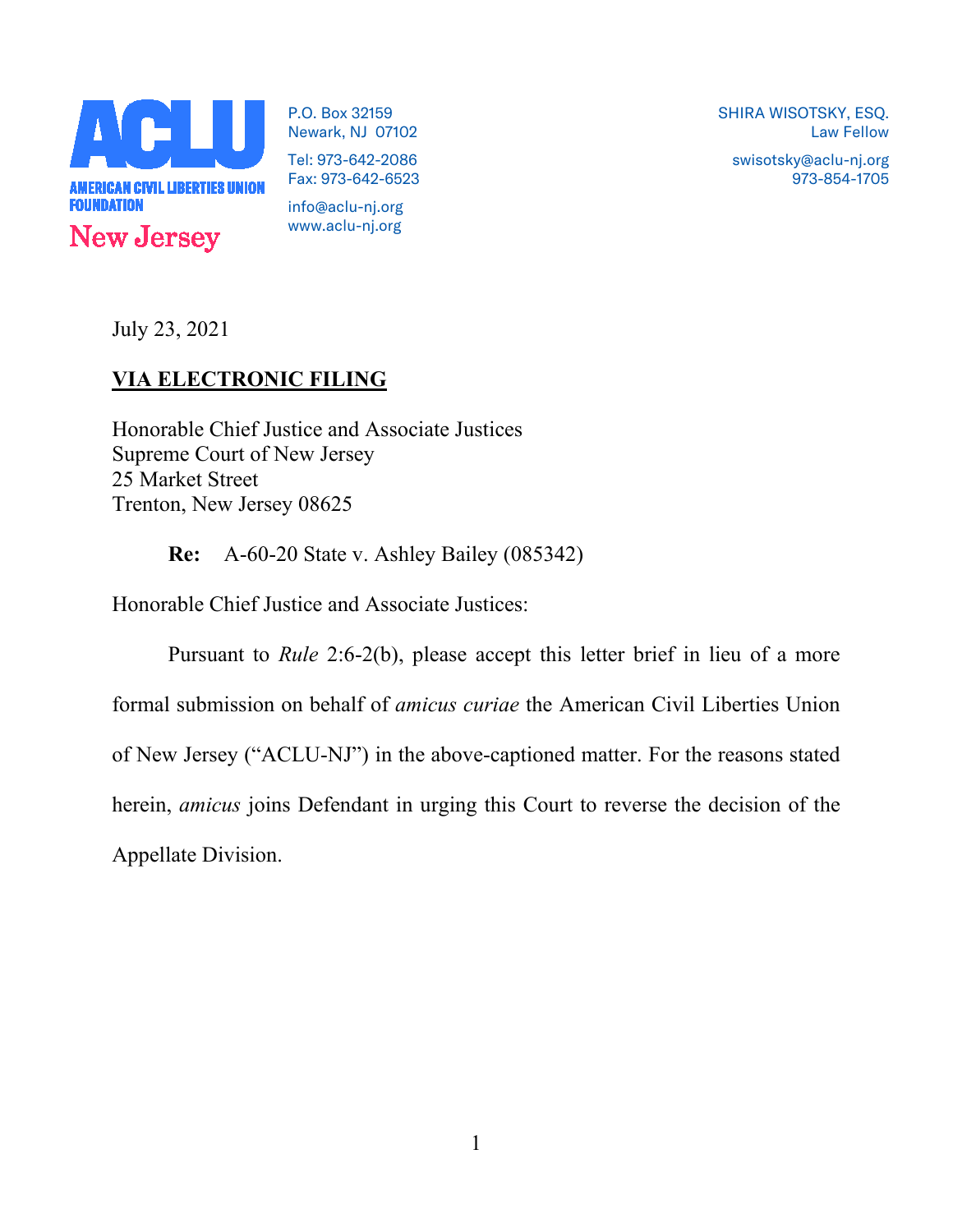**ACLU**
**AMERICAN CIVIL LIBERTIES UNION FOUNDATION**
**New Jersey**

P.O. Box 32159
Newark, NJ 07102

Tel: 973-642-2086
Fax: 973-642-6523

info@aclu-nj.org
www.aclu-nj.org

SHIRA WISOTSKY, ESQ.
Law Fellow

swisotsky@aclu-nj.org
973-854-1705

July 23, 2021

**VIA ELECTRONIC FILING**

Honorable Chief Justice and Associate Justices
Supreme Court of New Jersey
25 Market Street
Trenton, New Jersey 08625

**Re:** A-60-20 State v. Ashley Bailey (085342)

Honorable Chief Justice and Associate Justices:

Pursuant to *Rule* 2:6-2(b), please accept this letter brief in lieu of a more formal submission on behalf of *amicus curiae* the American Civil Liberties Union of New Jersey ("ACLU-NJ") in the above-captioned matter. For the reasons stated herein, *amicus* joins Defendant in urging this Court to reverse the decision of the Appellate Division.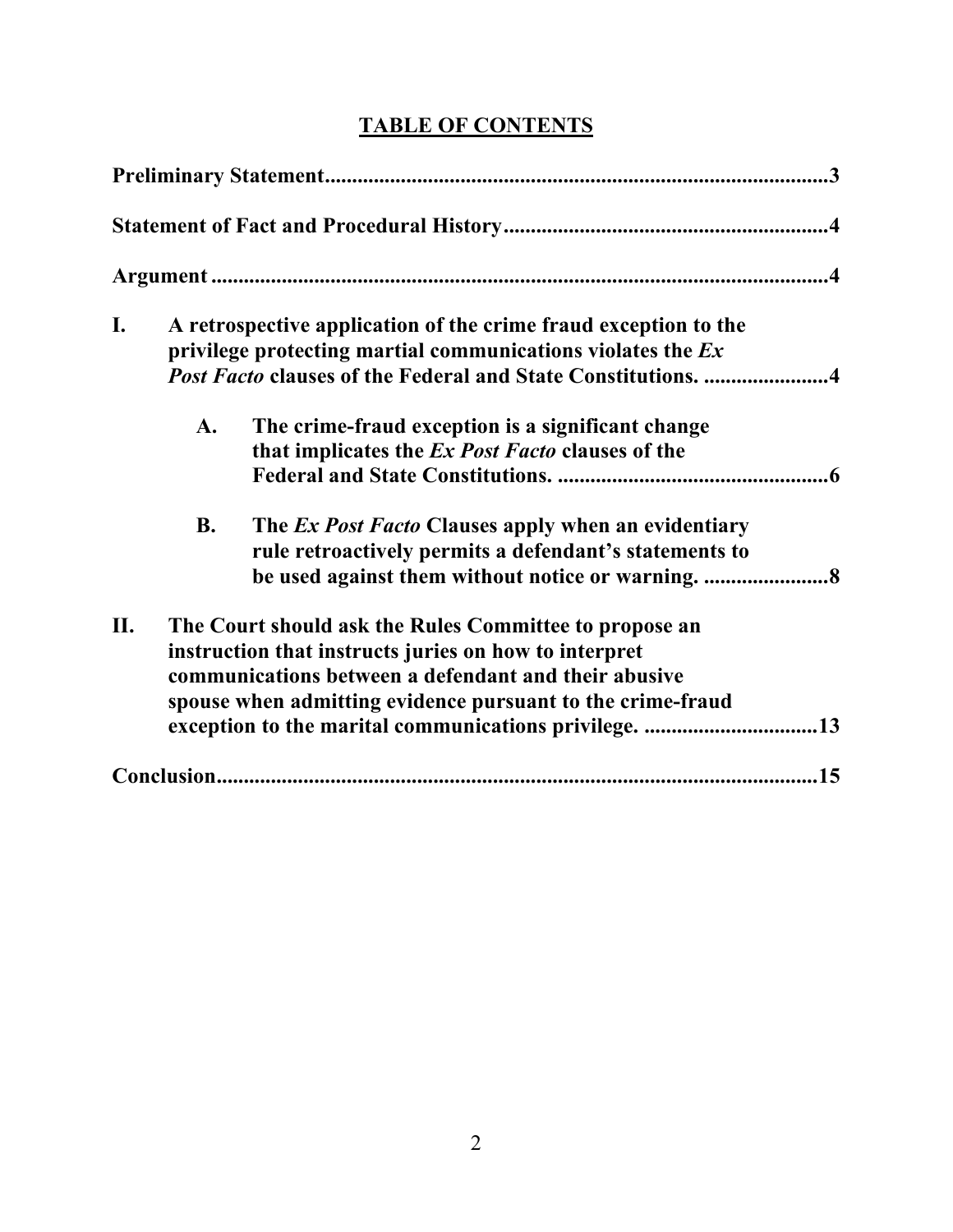## TABLE OF CONTENTS

**Preliminary Statement** .......... **3**

**Statement of Fact and Procedural History** .......... **4**

**Argument** .......... **4**

**I. A retrospective application of the crime fraud exception to the privilege protecting martial communications violates the *Ex Post Facto* clauses of the Federal and State Constitutions.** .......... **4**

- **A. The crime-fraud exception is a significant change that implicates the *Ex Post Facto* clauses of the Federal and State Constitutions.** .......... **6**
- **B. The *Ex Post Facto* Clauses apply when an evidentiary rule retroactively permits a defendant's statements to be used against them without notice or warning.** .......... **8**

**II. The Court should ask the Rules Committee to propose an instruction that instructs juries on how to interpret communications between a defendant and their abusive spouse when admitting evidence pursuant to the crime-fraud exception to the marital communications privilege.** .......... **13**

**Conclusion** .......... **15**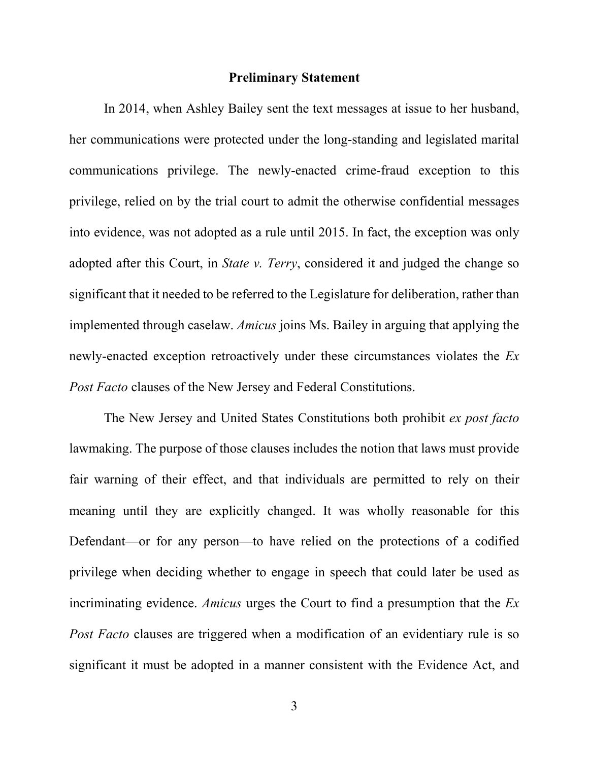## Preliminary Statement

In 2014, when Ashley Bailey sent the text messages at issue to her husband, her communications were protected under the long-standing and legislated marital communications privilege. The newly-enacted crime-fraud exception to this privilege, relied on by the trial court to admit the otherwise confidential messages into evidence, was not adopted as a rule until 2015. In fact, the exception was only adopted after this Court, in *State v. Terry*, considered it and judged the change so significant that it needed to be referred to the Legislature for deliberation, rather than implemented through caselaw. *Amicus* joins Ms. Bailey in arguing that applying the newly-enacted exception retroactively under these circumstances violates the *Ex Post Facto* clauses of the New Jersey and Federal Constitutions.

The New Jersey and United States Constitutions both prohibit *ex post facto* lawmaking. The purpose of those clauses includes the notion that laws must provide fair warning of their effect, and that individuals are permitted to rely on their meaning until they are explicitly changed. It was wholly reasonable for this Defendant—or for any person—to have relied on the protections of a codified privilege when deciding whether to engage in speech that could later be used as incriminating evidence. *Amicus* urges the Court to find a presumption that the *Ex Post Facto* clauses are triggered when a modification of an evidentiary rule is so significant it must be adopted in a manner consistent with the Evidence Act, and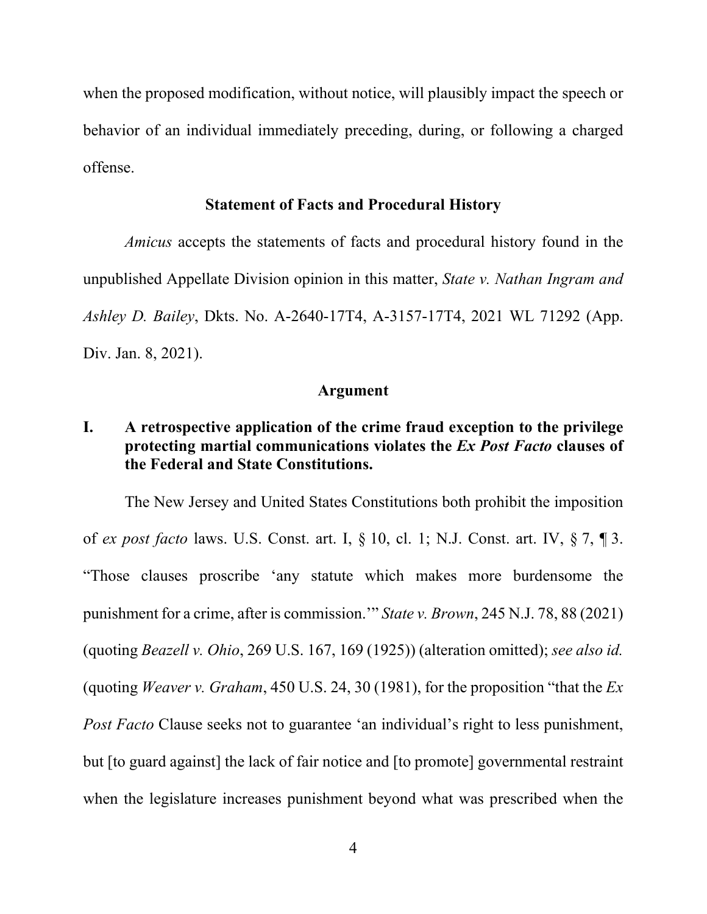when the proposed modification, without notice, will plausibly impact the speech or behavior of an individual immediately preceding, during, or following a charged offense.

### Statement of Facts and Procedural History

*Amicus* accepts the statements of facts and procedural history found in the unpublished Appellate Division opinion in this matter, *State v. Nathan Ingram and Ashley D. Bailey*, Dkts. No. A-2640-17T4, A-3157-17T4, 2021 WL 71292 (App. Div. Jan. 8, 2021).

### Argument

## I. A retrospective application of the crime fraud exception to the privilege protecting martial communications violates the *Ex Post Facto* clauses of the Federal and State Constitutions.

The New Jersey and United States Constitutions both prohibit the imposition of *ex post facto* laws. U.S. Const. art. I, § 10, cl. 1; N.J. Const. art. IV, § 7, ¶ 3. "Those clauses proscribe 'any statute which makes more burdensome the punishment for a crime, after is commission.'" *State v. Brown*, 245 N.J. 78, 88 (2021) (quoting *Beazell v. Ohio*, 269 U.S. 167, 169 (1925)) (alteration omitted); *see also id.* (quoting *Weaver v. Graham*, 450 U.S. 24, 30 (1981), for the proposition "that the *Ex Post Facto* Clause seeks not to guarantee 'an individual's right to less punishment, but [to guard against] the lack of fair notice and [to promote] governmental restraint when the legislature increases punishment beyond what was prescribed when the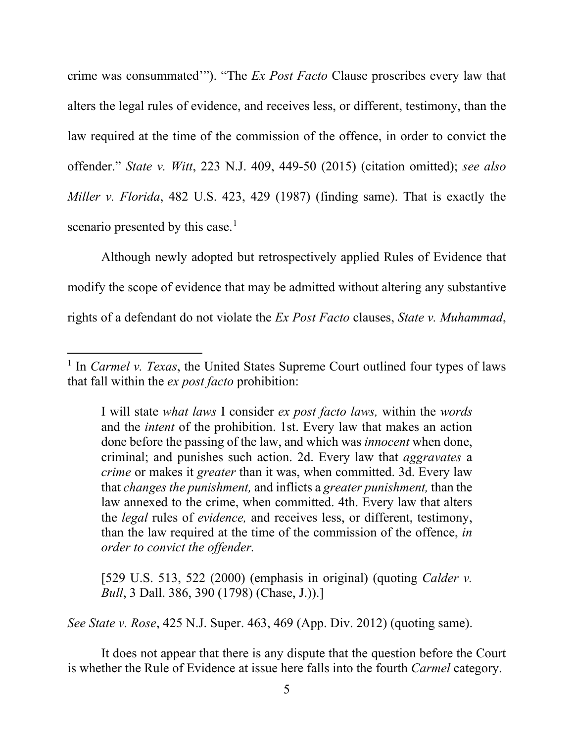crime was consummated'"). "The *Ex Post Facto* Clause proscribes every law that alters the legal rules of evidence, and receives less, or different, testimony, than the law required at the time of the commission of the offence, in order to convict the offender." *State v. Witt*, 223 N.J. 409, 449-50 (2015) (citation omitted); *see also Miller v. Florida*, 482 U.S. 423, 429 (1987) (finding same). That is exactly the scenario presented by this case.[1]

Although newly adopted but retrospectively applied Rules of Evidence that modify the scope of evidence that may be admitted without altering any substantive rights of a defendant do not violate the *Ex Post Facto* clauses, *State v. Muhammad*,

---

[1] In *Carmel v. Texas*, the United States Supreme Court outlined four types of laws that fall within the *ex post facto* prohibition:

> I will state *what laws* I consider *ex post facto laws,* within the *words* and the *intent* of the prohibition. 1st. Every law that makes an action done before the passing of the law, and which was *innocent* when done, criminal; and punishes such action. 2d. Every law that *aggravates* a *crime* or makes it *greater* than it was, when committed. 3d. Every law that *changes the punishment,* and inflicts a *greater punishment,* than the law annexed to the crime, when committed. 4th. Every law that alters the *legal* rules of *evidence,* and receives less, or different, testimony, than the law required at the time of the commission of the offence, *in order to convict the offender.*
>
> [529 U.S. 513, 522 (2000) (emphasis in original) (quoting *Calder v. Bull*, 3 Dall. 386, 390 (1798) (Chase, J.)).]

*See State v. Rose*, 425 N.J. Super. 463, 469 (App. Div. 2012) (quoting same).

It does not appear that there is any dispute that the question before the Court is whether the Rule of Evidence at issue here falls into the fourth *Carmel* category.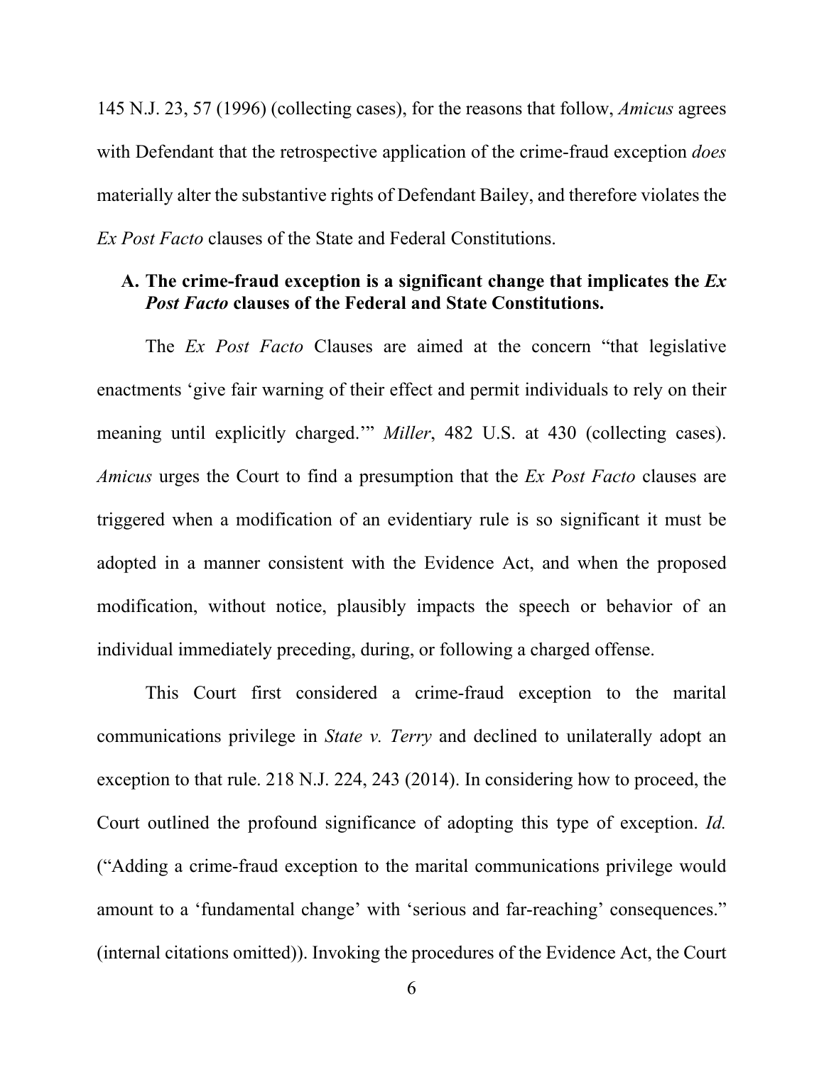145 N.J. 23, 57 (1996) (collecting cases), for the reasons that follow, *Amicus* agrees with Defendant that the retrospective application of the crime-fraud exception *does* materially alter the substantive rights of Defendant Bailey, and therefore violates the *Ex Post Facto* clauses of the State and Federal Constitutions.

**A. The crime-fraud exception is a significant change that implicates the *Ex Post Facto* clauses of the Federal and State Constitutions.**

The *Ex Post Facto* Clauses are aimed at the concern "that legislative enactments 'give fair warning of their effect and permit individuals to rely on their meaning until explicitly charged.'" *Miller*, 482 U.S. at 430 (collecting cases). *Amicus* urges the Court to find a presumption that the *Ex Post Facto* clauses are triggered when a modification of an evidentiary rule is so significant it must be adopted in a manner consistent with the Evidence Act, and when the proposed modification, without notice, plausibly impacts the speech or behavior of an individual immediately preceding, during, or following a charged offense.

This Court first considered a crime-fraud exception to the marital communications privilege in *State v. Terry* and declined to unilaterally adopt an exception to that rule. 218 N.J. 224, 243 (2014). In considering how to proceed, the Court outlined the profound significance of adopting this type of exception. *Id.* ("Adding a crime-fraud exception to the marital communications privilege would amount to a 'fundamental change' with 'serious and far-reaching' consequences." (internal citations omitted)). Invoking the procedures of the Evidence Act, the Court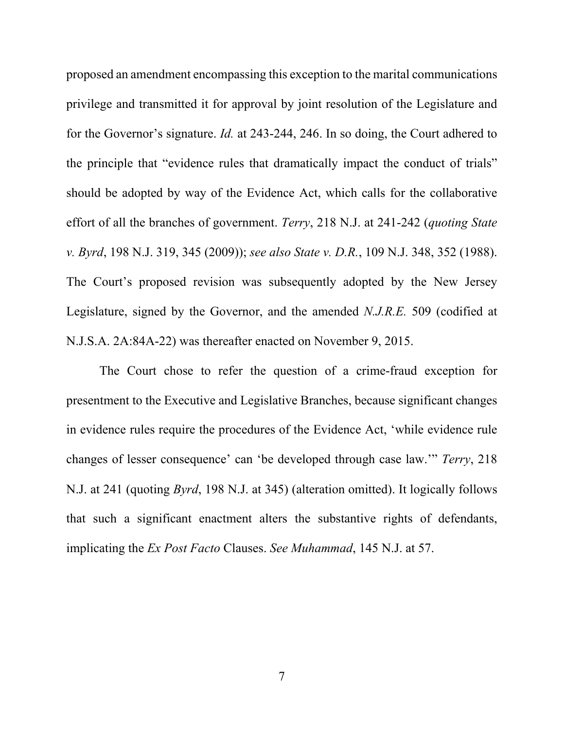proposed an amendment encompassing this exception to the marital communications privilege and transmitted it for approval by joint resolution of the Legislature and for the Governor's signature. *Id.* at 243-244, 246. In so doing, the Court adhered to the principle that "evidence rules that dramatically impact the conduct of trials" should be adopted by way of the Evidence Act, which calls for the collaborative effort of all the branches of government. *Terry*, 218 N.J. at 241-242 (*quoting State v. Byrd*, 198 N.J. 319, 345 (2009)); *see also State v. D.R.*, 109 N.J. 348, 352 (1988). The Court's proposed revision was subsequently adopted by the New Jersey Legislature, signed by the Governor, and the amended *N.J.R.E.* 509 (codified at N.J.S.A. 2A:84A-22) was thereafter enacted on November 9, 2015.

The Court chose to refer the question of a crime-fraud exception for presentment to the Executive and Legislative Branches, because significant changes in evidence rules require the procedures of the Evidence Act, 'while evidence rule changes of lesser consequence' can 'be developed through case law.'" *Terry*, 218 N.J. at 241 (quoting *Byrd*, 198 N.J. at 345) (alteration omitted). It logically follows that such a significant enactment alters the substantive rights of defendants, implicating the *Ex Post Facto* Clauses. *See Muhammad*, 145 N.J. at 57.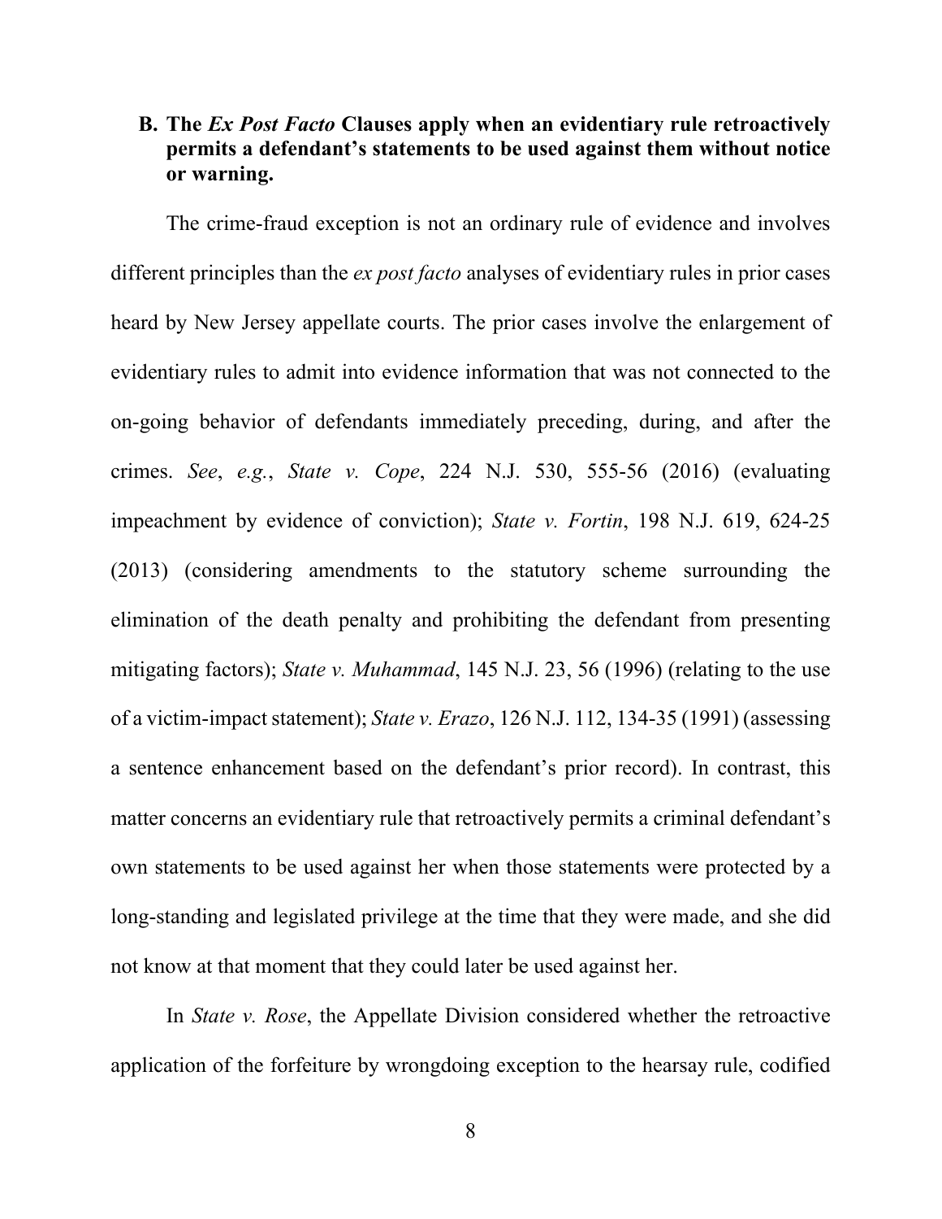### B. The *Ex Post Facto* Clauses apply when an evidentiary rule retroactively permits a defendant's statements to be used against them without notice or warning.

The crime-fraud exception is not an ordinary rule of evidence and involves different principles than the *ex post facto* analyses of evidentiary rules in prior cases heard by New Jersey appellate courts. The prior cases involve the enlargement of evidentiary rules to admit into evidence information that was not connected to the on-going behavior of defendants immediately preceding, during, and after the crimes. *See*, *e.g.*, *State v. Cope*, 224 N.J. 530, 555-56 (2016) (evaluating impeachment by evidence of conviction); *State v. Fortin*, 198 N.J. 619, 624-25 (2013) (considering amendments to the statutory scheme surrounding the elimination of the death penalty and prohibiting the defendant from presenting mitigating factors); *State v. Muhammad*, 145 N.J. 23, 56 (1996) (relating to the use of a victim-impact statement); *State v. Erazo*, 126 N.J. 112, 134-35 (1991) (assessing a sentence enhancement based on the defendant's prior record). In contrast, this matter concerns an evidentiary rule that retroactively permits a criminal defendant's own statements to be used against her when those statements were protected by a long-standing and legislated privilege at the time that they were made, and she did not know at that moment that they could later be used against her.

In *State v. Rose*, the Appellate Division considered whether the retroactive application of the forfeiture by wrongdoing exception to the hearsay rule, codified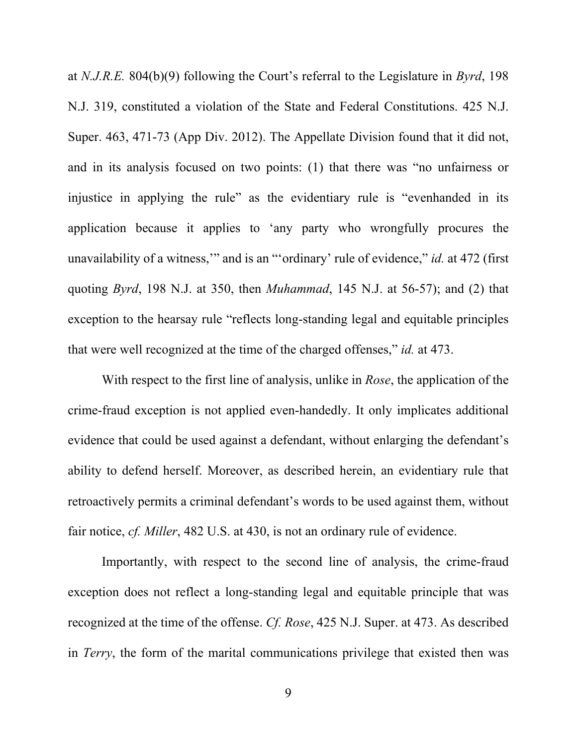at *N.J.R.E.* 804(b)(9) following the Court's referral to the Legislature in *Byrd*, 198 N.J. 319, constituted a violation of the State and Federal Constitutions. 425 N.J. Super. 463, 471-73 (App Div. 2012). The Appellate Division found that it did not, and in its analysis focused on two points: (1) that there was "no unfairness or injustice in applying the rule" as the evidentiary rule is "evenhanded in its application because it applies to 'any party who wrongfully procures the unavailability of a witness,'" and is an "'ordinary' rule of evidence," *id.* at 472 (first quoting *Byrd*, 198 N.J. at 350, then *Muhammad*, 145 N.J. at 56-57); and (2) that exception to the hearsay rule "reflects long-standing legal and equitable principles that were well recognized at the time of the charged offenses," *id.* at 473.

With respect to the first line of analysis, unlike in *Rose*, the application of the crime-fraud exception is not applied even-handedly. It only implicates additional evidence that could be used against a defendant, without enlarging the defendant's ability to defend herself. Moreover, as described herein, an evidentiary rule that retroactively permits a criminal defendant's words to be used against them, without fair notice, *cf. Miller*, 482 U.S. at 430, is not an ordinary rule of evidence.

Importantly, with respect to the second line of analysis, the crime-fraud exception does not reflect a long-standing legal and equitable principle that was recognized at the time of the offense. *Cf. Rose*, 425 N.J. Super. at 473. As described in *Terry*, the form of the marital communications privilege that existed then was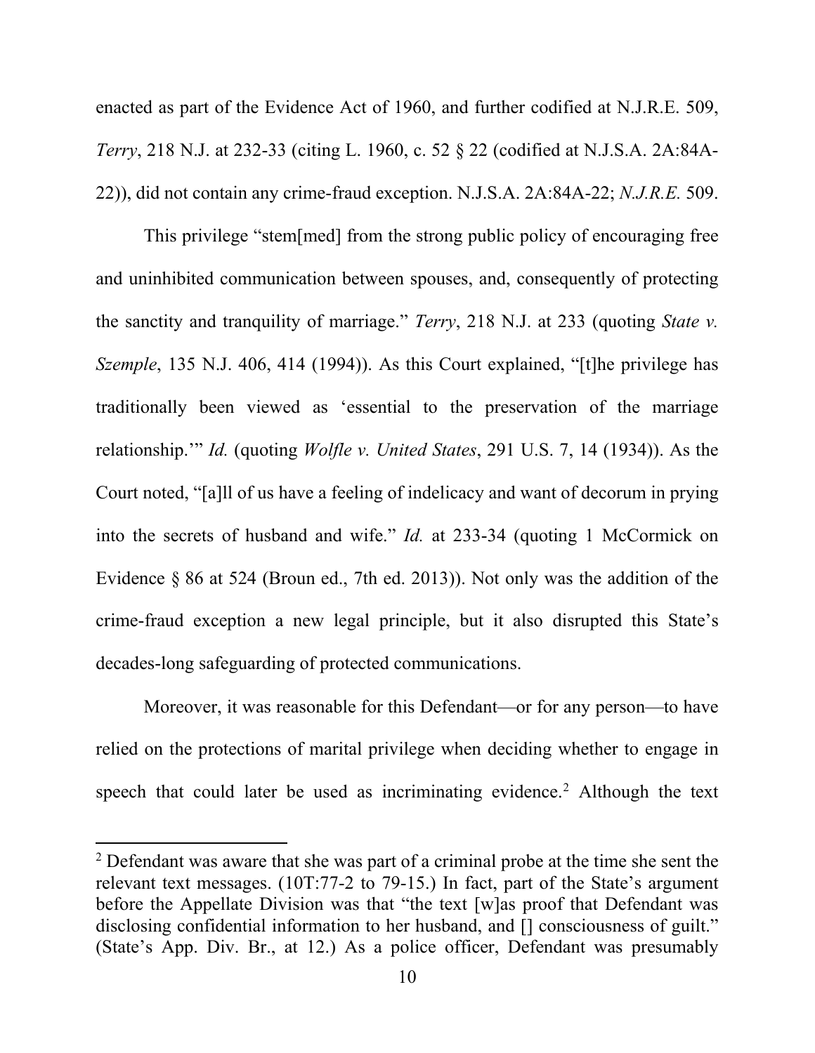enacted as part of the Evidence Act of 1960, and further codified at N.J.R.E. 509, *Terry*, 218 N.J. at 232-33 (citing L. 1960, c. 52 § 22 (codified at N.J.S.A. 2A:84A-22)), did not contain any crime-fraud exception. N.J.S.A. 2A:84A-22; *N.J.R.E.* 509.

This privilege "stem[med] from the strong public policy of encouraging free and uninhibited communication between spouses, and, consequently of protecting the sanctity and tranquility of marriage." *Terry*, 218 N.J. at 233 (quoting *State v. Szemple*, 135 N.J. 406, 414 (1994)). As this Court explained, "[t]he privilege has traditionally been viewed as 'essential to the preservation of the marriage relationship.'" *Id.* (quoting *Wolfle v. United States*, 291 U.S. 7, 14 (1934)). As the Court noted, "[a]ll of us have a feeling of indelicacy and want of decorum in prying into the secrets of husband and wife." *Id.* at 233-34 (quoting 1 McCormick on Evidence § 86 at 524 (Broun ed., 7th ed. 2013)). Not only was the addition of the crime-fraud exception a new legal principle, but it also disrupted this State's decades-long safeguarding of protected communications.

Moreover, it was reasonable for this Defendant—or for any person—to have relied on the protections of marital privilege when deciding whether to engage in speech that could later be used as incriminating evidence.[2] Although the text

[2] Defendant was aware that she was part of a criminal probe at the time she sent the relevant text messages. (10T:77-2 to 79-15.) In fact, part of the State's argument before the Appellate Division was that "the text [w]as proof that Defendant was disclosing confidential information to her husband, and [] consciousness of guilt." (State's App. Div. Br., at 12.) As a police officer, Defendant was presumably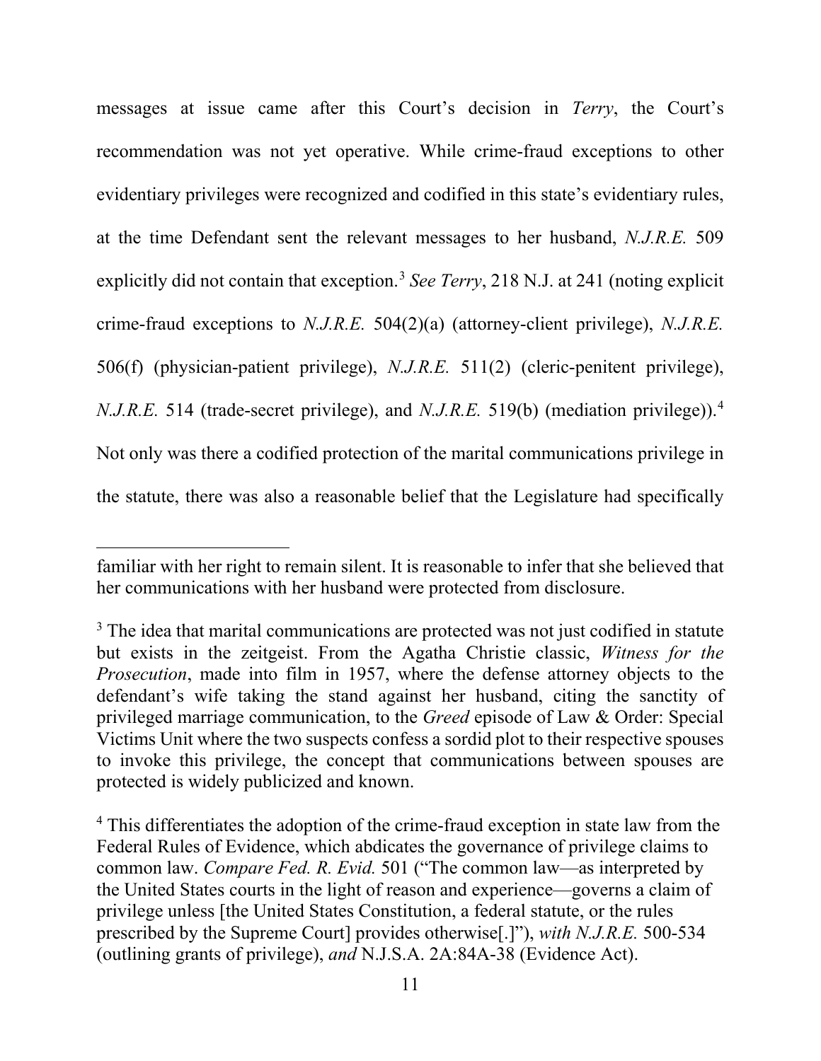messages at issue came after this Court's decision in *Terry*, the Court's recommendation was not yet operative. While crime-fraud exceptions to other evidentiary privileges were recognized and codified in this state's evidentiary rules, at the time Defendant sent the relevant messages to her husband, *N.J.R.E.* 509 explicitly did not contain that exception.[3] *See Terry*, 218 N.J. at 241 (noting explicit crime-fraud exceptions to *N.J.R.E.* 504(2)(a) (attorney-client privilege), *N.J.R.E.* 506(f) (physician-patient privilege), *N.J.R.E.* 511(2) (cleric-penitent privilege), *N.J.R.E.* 514 (trade-secret privilege), and *N.J.R.E.* 519(b) (mediation privilege)).[4] Not only was there a codified protection of the marital communications privilege in the statute, there was also a reasonable belief that the Legislature had specifically

---

familiar with her right to remain silent. It is reasonable to infer that she believed that her communications with her husband were protected from disclosure.

[3] The idea that marital communications are protected was not just codified in statute but exists in the zeitgeist. From the Agatha Christie classic, *Witness for the Prosecution*, made into film in 1957, where the defense attorney objects to the defendant's wife taking the stand against her husband, citing the sanctity of privileged marriage communication, to the *Greed* episode of Law & Order: Special Victims Unit where the two suspects confess a sordid plot to their respective spouses to invoke this privilege, the concept that communications between spouses are protected is widely publicized and known.

[4] This differentiates the adoption of the crime-fraud exception in state law from the Federal Rules of Evidence, which abdicates the governance of privilege claims to common law. *Compare Fed. R. Evid.* 501 ("The common law—as interpreted by the United States courts in the light of reason and experience—governs a claim of privilege unless [the United States Constitution, a federal statute, or the rules prescribed by the Supreme Court] provides otherwise[.]"), *with N.J.R.E.* 500-534 (outlining grants of privilege), *and* N.J.S.A. 2A:84A-38 (Evidence Act).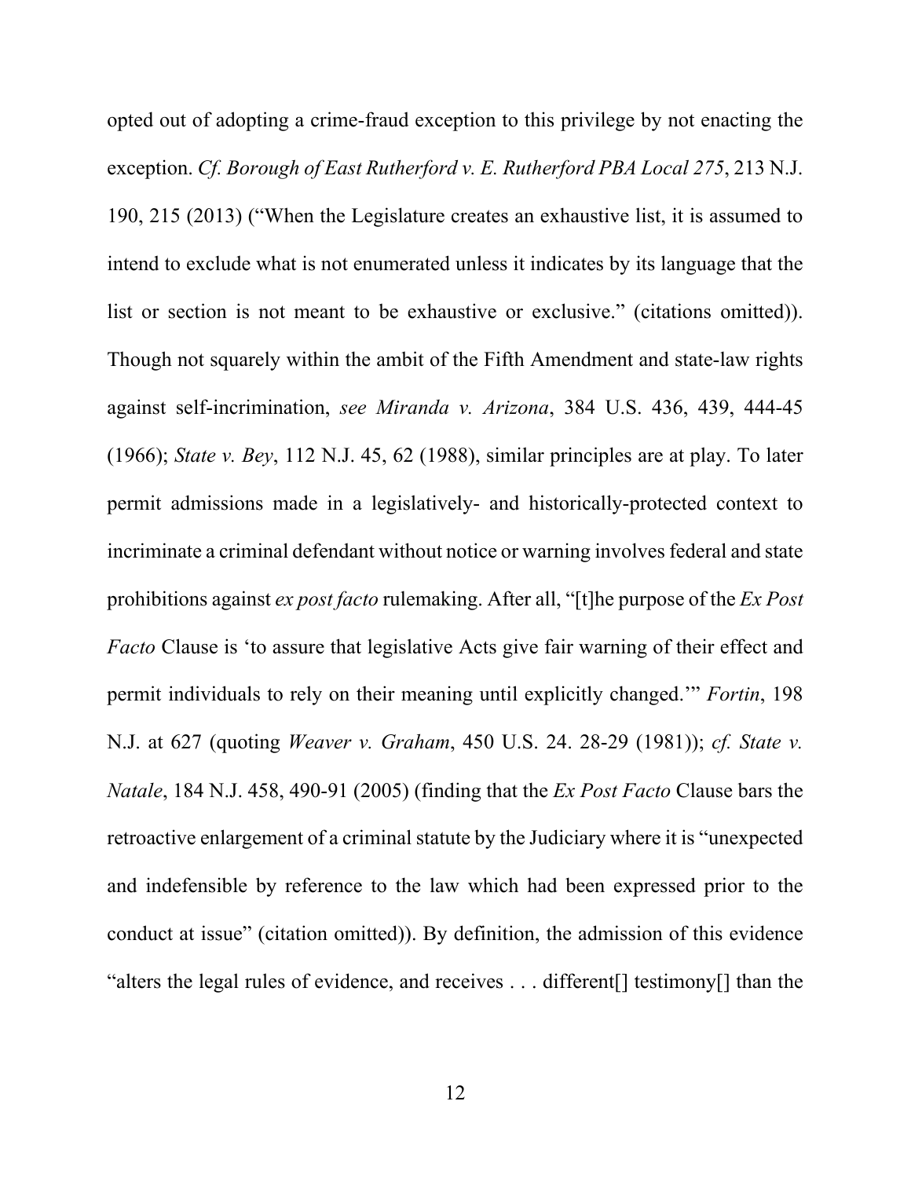opted out of adopting a crime-fraud exception to this privilege by not enacting the exception. *Cf. Borough of East Rutherford v. E. Rutherford PBA Local 275*, 213 N.J. 190, 215 (2013) ("When the Legislature creates an exhaustive list, it is assumed to intend to exclude what is not enumerated unless it indicates by its language that the list or section is not meant to be exhaustive or exclusive." (citations omitted)). Though not squarely within the ambit of the Fifth Amendment and state-law rights against self-incrimination, *see Miranda v. Arizona*, 384 U.S. 436, 439, 444-45 (1966); *State v. Bey*, 112 N.J. 45, 62 (1988), similar principles are at play. To later permit admissions made in a legislatively- and historically-protected context to incriminate a criminal defendant without notice or warning involves federal and state prohibitions against *ex post facto* rulemaking. After all, "[t]he purpose of the *Ex Post Facto* Clause is 'to assure that legislative Acts give fair warning of their effect and permit individuals to rely on their meaning until explicitly changed.'" *Fortin*, 198 N.J. at 627 (quoting *Weaver v. Graham*, 450 U.S. 24. 28-29 (1981)); *cf. State v. Natale*, 184 N.J. 458, 490-91 (2005) (finding that the *Ex Post Facto* Clause bars the retroactive enlargement of a criminal statute by the Judiciary where it is "unexpected and indefensible by reference to the law which had been expressed prior to the conduct at issue" (citation omitted)). By definition, the admission of this evidence "alters the legal rules of evidence, and receives . . . different[] testimony[] than the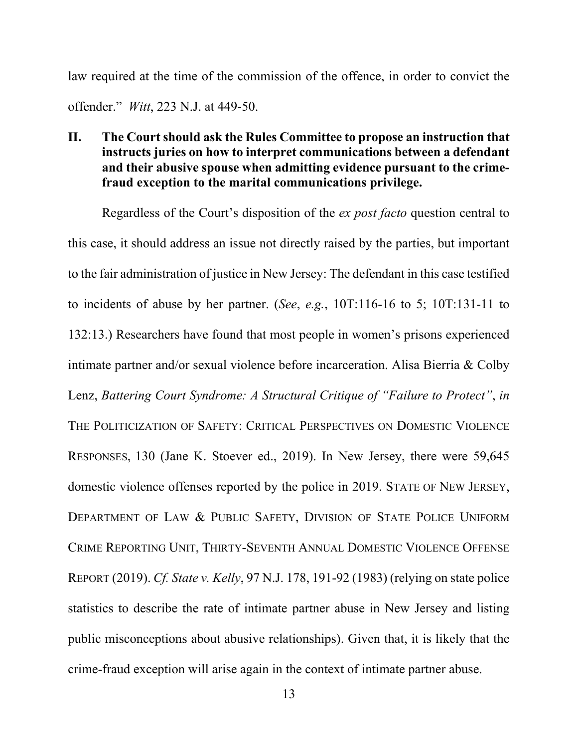law required at the time of the commission of the offence, in order to convict the offender." *Witt*, 223 N.J. at 449-50.

## II. The Court should ask the Rules Committee to propose an instruction that instructs juries on how to interpret communications between a defendant and their abusive spouse when admitting evidence pursuant to the crime-fraud exception to the marital communications privilege.

Regardless of the Court's disposition of the *ex post facto* question central to this case, it should address an issue not directly raised by the parties, but important to the fair administration of justice in New Jersey: The defendant in this case testified to incidents of abuse by her partner. (*See*, *e.g.*, 10T:116-16 to 5; 10T:131-11 to 132:13.) Researchers have found that most people in women's prisons experienced intimate partner and/or sexual violence before incarceration. Alisa Bierria & Colby Lenz, *Battering Court Syndrome: A Structural Critique of "Failure to Protect"*, *in* THE POLITICIZATION OF SAFETY: CRITICAL PERSPECTIVES ON DOMESTIC VIOLENCE RESPONSES, 130 (Jane K. Stoever ed., 2019). In New Jersey, there were 59,645 domestic violence offenses reported by the police in 2019. STATE OF NEW JERSEY, DEPARTMENT OF LAW & PUBLIC SAFETY, DIVISION OF STATE POLICE UNIFORM CRIME REPORTING UNIT, THIRTY-SEVENTH ANNUAL DOMESTIC VIOLENCE OFFENSE REPORT (2019). *Cf. State v. Kelly*, 97 N.J. 178, 191-92 (1983) (relying on state police statistics to describe the rate of intimate partner abuse in New Jersey and listing public misconceptions about abusive relationships). Given that, it is likely that the crime-fraud exception will arise again in the context of intimate partner abuse.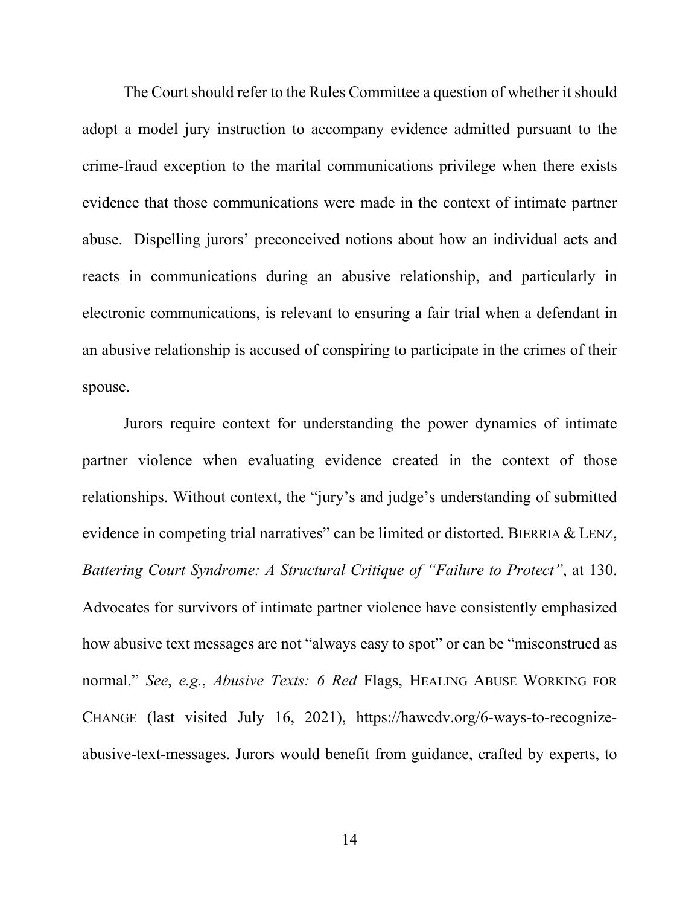The Court should refer to the Rules Committee a question of whether it should adopt a model jury instruction to accompany evidence admitted pursuant to the crime-fraud exception to the marital communications privilege when there exists evidence that those communications were made in the context of intimate partner abuse. Dispelling jurors' preconceived notions about how an individual acts and reacts in communications during an abusive relationship, and particularly in electronic communications, is relevant to ensuring a fair trial when a defendant in an abusive relationship is accused of conspiring to participate in the crimes of their spouse.

Jurors require context for understanding the power dynamics of intimate partner violence when evaluating evidence created in the context of those relationships. Without context, the "jury's and judge's understanding of submitted evidence in competing trial narratives" can be limited or distorted. BIERRIA & LENZ, *Battering Court Syndrome: A Structural Critique of "Failure to Protect"*, at 130. Advocates for survivors of intimate partner violence have consistently emphasized how abusive text messages are not "always easy to spot" or can be "misconstrued as normal." *See*, *e.g.*, *Abusive Texts: 6 Red* Flags, HEALING ABUSE WORKING FOR CHANGE (last visited July 16, 2021), https://hawcdv.org/6-ways-to-recognize-abusive-text-messages. Jurors would benefit from guidance, crafted by experts, to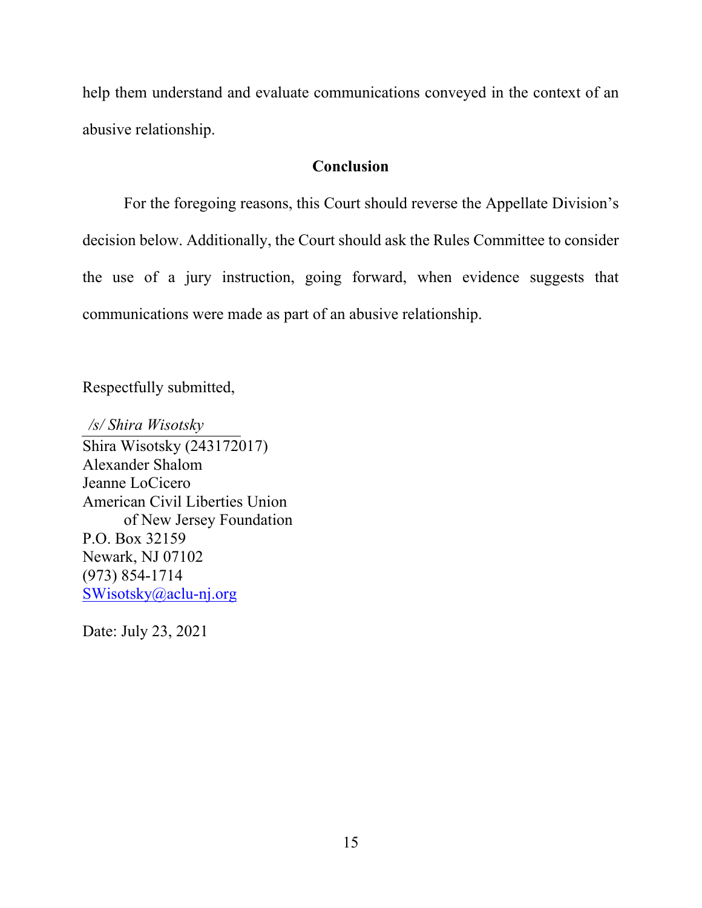help them understand and evaluate communications conveyed in the context of an abusive relationship.

## Conclusion

For the foregoing reasons, this Court should reverse the Appellate Division's decision below. Additionally, the Court should ask the Rules Committee to consider the use of a jury instruction, going forward, when evidence suggests that communications were made as part of an abusive relationship.

Respectfully submitted,

*/s/ Shira Wisotsky*

Shira Wisotsky (243172017)
Alexander Shalom
Jeanne LoCicero
American Civil Liberties Union
of New Jersey Foundation
P.O. Box 32159
Newark, NJ 07102
(973) 854-1714
SWisotsky@aclu-nj.org

Date: July 23, 2021